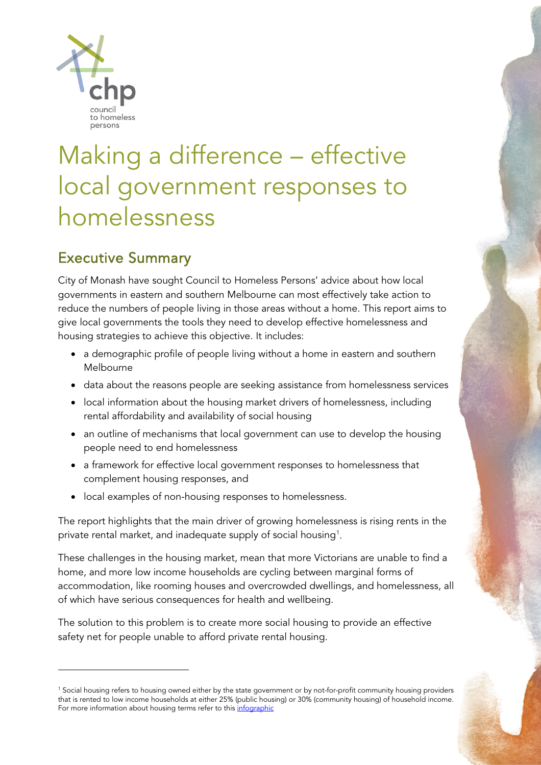# Making a difference – effective local government responses to homelessness

## Executive Summary

City of Monash have sought Council to Homeless Persons' advice about how local governments in eastern and southern Melbourne can most effectively take action to reduce the numbers of people living in those areas without a home. This report aims to give local governments the tools they need to develop effective homelessness and housing strategies to achieve this objective. It includes:

- a demographic profile of people living without a home in eastern and southern Melbourne
- data about the reasons people are seeking assistance from homelessness services
- local information about the housing market drivers of homelessness, including rental affordability and availability of social housing
- an outline of mechanisms that local government can use to develop the housing people need to end homelessness
- a framework for effective local government responses to homelessness that complement housing responses, and
- local examples of non-housing responses to homelessness.

The report highlights that the main driver of growing homelessness is rising rents in the private rental market, and inadequate supply of social housing[1].

These challenges in the housing market, mean that more Victorians are unable to find a home, and more low income households are cycling between marginal forms of accommodation, like rooming houses and overcrowded dwellings, and homelessness, all of which have serious consequences for health and wellbeing.

The solution to this problem is to create more social housing to provide an effective safety net for people unable to afford private rental housing.

---

[1] Social housing refers to housing owned either by the state government or by not-for-profit community housing providers that is rented to low income households at either 25% (public housing) or 30% (community housing) of household income. For more information about housing terms refer to this infographic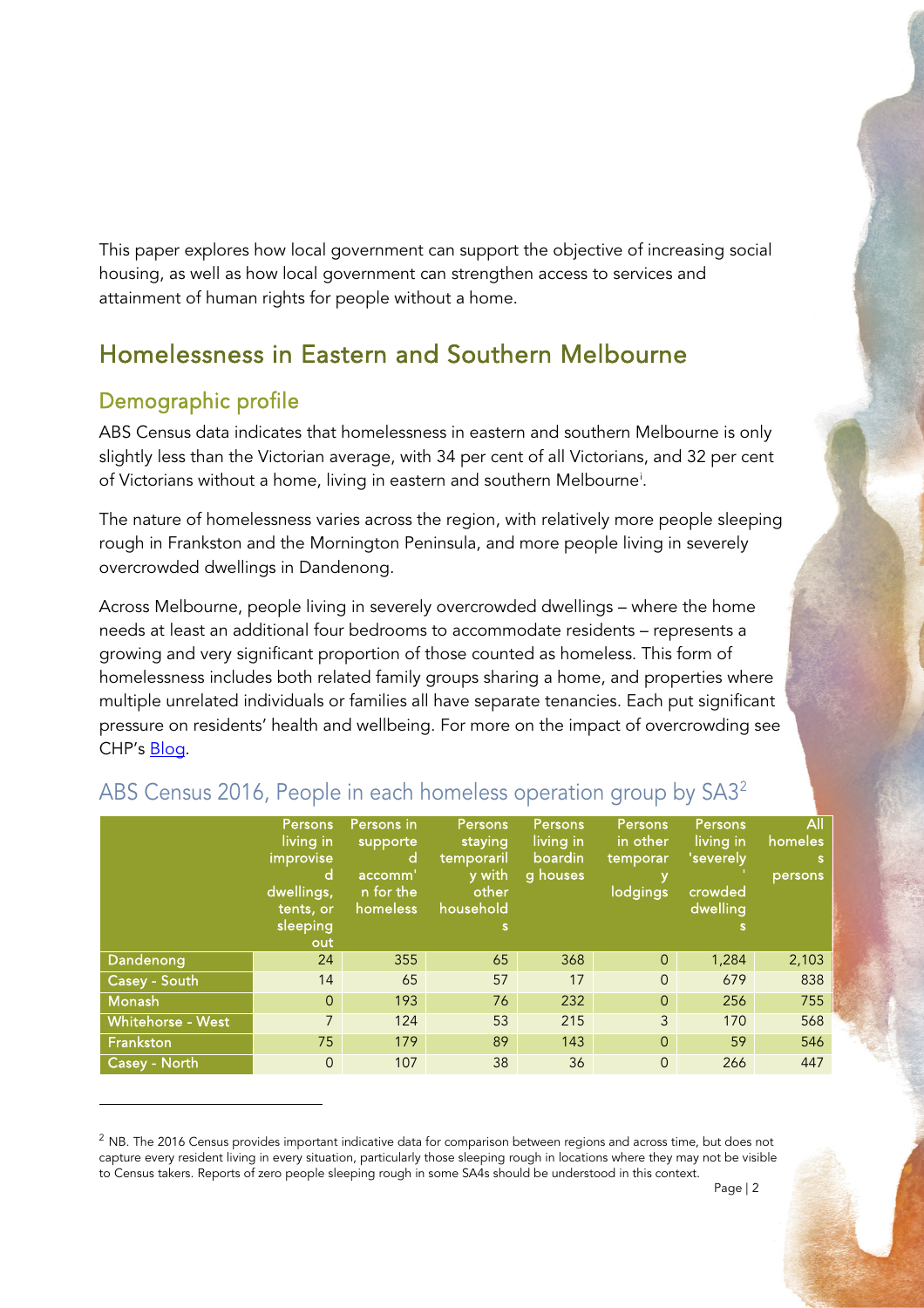This paper explores how local government can support the objective of increasing social housing, as well as how local government can strengthen access to services and attainment of human rights for people without a home.

## Homelessness in Eastern and Southern Melbourne

### Demographic profile

ABS Census data indicates that homelessness in eastern and southern Melbourne is only slightly less than the Victorian average, with 34 per cent of all Victorians, and 32 per cent of Victorians without a home, living in eastern and southern Melbourne[i].

The nature of homelessness varies across the region, with relatively more people sleeping rough in Frankston and the Mornington Peninsula, and more people living in severely overcrowded dwellings in Dandenong.

Across Melbourne, people living in severely overcrowded dwellings – where the home needs at least an additional four bedrooms to accommodate residents – represents a growing and very significant proportion of those counted as homeless. This form of homelessness includes both related family groups sharing a home, and properties where multiple unrelated individuals or families all have separate tenancies. Each put significant pressure on residents' health and wellbeing. For more on the impact of overcrowding see CHP's Blog.

### ABS Census 2016, People in each homeless operation group by SA3[2]

| | Persons living in improvised dwellings, tents, or sleeping out | Persons in supported accomm'n for the homeless | Persons staying temporarily with other households | Persons living in boarding houses | Persons in other temporary lodgings | Persons living in 'severely' crowded dwellings | All homeless persons |
|---|---|---|---|---|---|---|---|
| Dandenong | 24 | 355 | 65 | 368 | 0 | 1,284 | 2,103 |
| Casey - South | 14 | 65 | 57 | 17 | 0 | 679 | 838 |
| Monash | 0 | 193 | 76 | 232 | 0 | 256 | 755 |
| Whitehorse - West | 7 | 124 | 53 | 215 | 3 | 170 | 568 |
| Frankston | 75 | 179 | 89 | 143 | 0 | 59 | 546 |
| Casey - North | 0 | 107 | 38 | 36 | 0 | 266 | 447 |

[2] NB. The 2016 Census provides important indicative data for comparison between regions and across time, but does not capture every resident living in every situation, particularly those sleeping rough in locations where they may not be visible to Census takers. Reports of zero people sleeping rough in some SA4s should be understood in this context.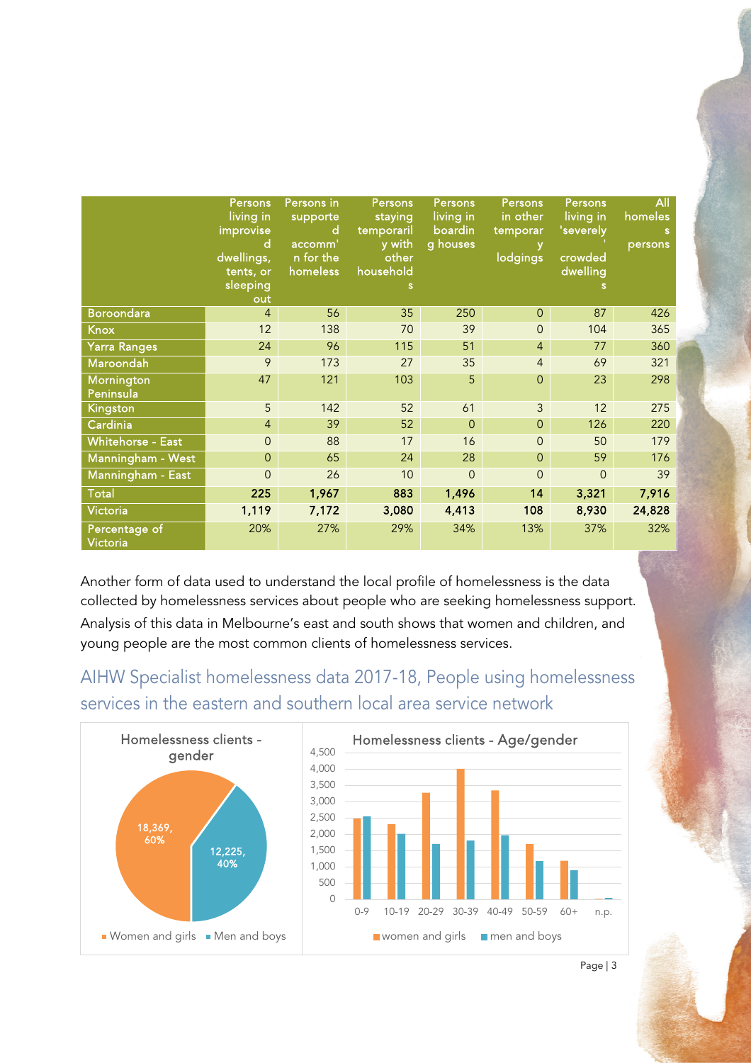| | Persons living in improvised dwellings, tents, or sleeping out | Persons in supported accomm'n for the homeless | Persons staying temporarily with other households | Persons living in boarding houses | Persons in other temporary lodgings | Persons living in 'severely crowded dwellings | All homeless persons |
|---|---|---|---|---|---|---|---|
| Boroondara | 4 | 56 | 35 | 250 | 0 | 87 | 426 |
| Knox | 12 | 138 | 70 | 39 | 0 | 104 | 365 |
| Yarra Ranges | 24 | 96 | 115 | 51 | 4 | 77 | 360 |
| Maroondah | 9 | 173 | 27 | 35 | 4 | 69 | 321 |
| Mornington Peninsula | 47 | 121 | 103 | 5 | 0 | 23 | 298 |
| Kingston | 5 | 142 | 52 | 61 | 3 | 12 | 275 |
| Cardinia | 4 | 39 | 52 | 0 | 0 | 126 | 220 |
| Whitehorse - East | 0 | 88 | 17 | 16 | 0 | 50 | 179 |
| Manningham - West | 0 | 65 | 24 | 28 | 0 | 59 | 176 |
| Manningham - East | 0 | 26 | 10 | 0 | 0 | 0 | 39 |
| **Total** | **225** | **1,967** | **883** | **1,496** | **14** | **3,321** | **7,916** |
| Victoria | **1,119** | **7,172** | **3,080** | **4,413** | **108** | **8,930** | **24,828** |
| Percentage of Victoria | 20% | 27% | 29% | 34% | 13% | 37% | 32% |

Another form of data used to understand the local profile of homelessness is the data collected by homelessness services about people who are seeking homelessness support. Analysis of this data in Melbourne's east and south shows that women and children, and young people are the most common clients of homelessness services.

## AIHW Specialist homelessness data 2017-18, People using homelessness services in the eastern and southern local area service network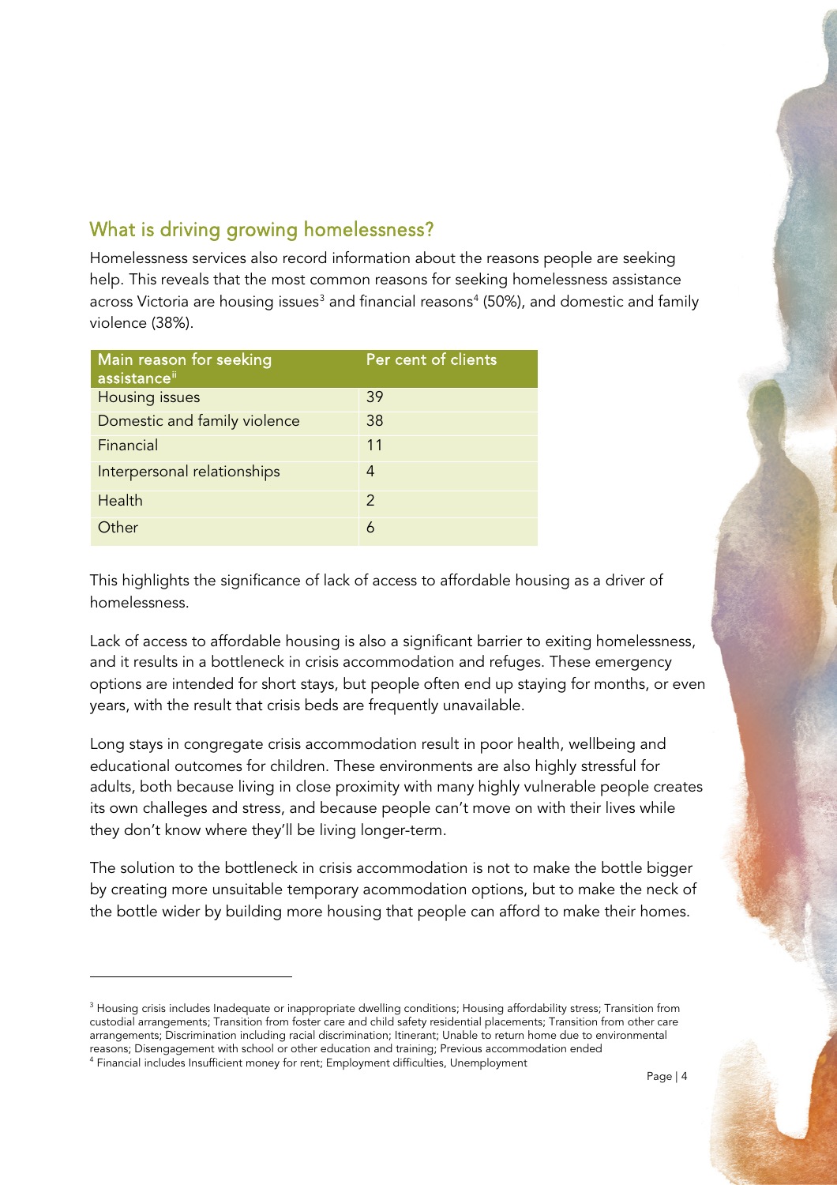## What is driving growing homelessness?

Homelessness services also record information about the reasons people are seeking help. This reveals that the most common reasons for seeking homelessness assistance across Victoria are housing issues[3] and financial reasons[4] (50%), and domestic and family violence (38%).

| Main reason for seeking assistance[ii] | Per cent of clients |
| --- | --- |
| Housing issues | 39 |
| Domestic and family violence | 38 |
| Financial | 11 |
| Interpersonal relationships | 4 |
| Health | 2 |
| Other | 6 |

This highlights the significance of lack of access to affordable housing as a driver of homelessness.

Lack of access to affordable housing is also a significant barrier to exiting homelessness, and it results in a bottleneck in crisis accommodation and refuges. These emergency options are intended for short stays, but people often end up staying for months, or even years, with the result that crisis beds are frequently unavailable.

Long stays in congregate crisis accommodation result in poor health, wellbeing and educational outcomes for children. These environments are also highly stressful for adults, both because living in close proximity with many highly vulnerable people creates its own challeges and stress, and because people can't move on with their lives while they don't know where they'll be living longer-term.

The solution to the bottleneck in crisis accommodation is not to make the bottle bigger by creating more unsuitable temporary acommodation options, but to make the neck of the bottle wider by building more housing that people can afford to make their homes.

---

[3] Housing crisis includes Inadequate or inappropriate dwelling conditions; Housing affordability stress; Transition from custodial arrangements; Transition from foster care and child safety residential placements; Transition from other care arrangements; Discrimination including racial discrimination; Itinerant; Unable to return home due to environmental reasons; Disengagement with school or other education and training; Previous accommodation ended

[4] Financial includes Insufficient money for rent; Employment difficulties, Unemployment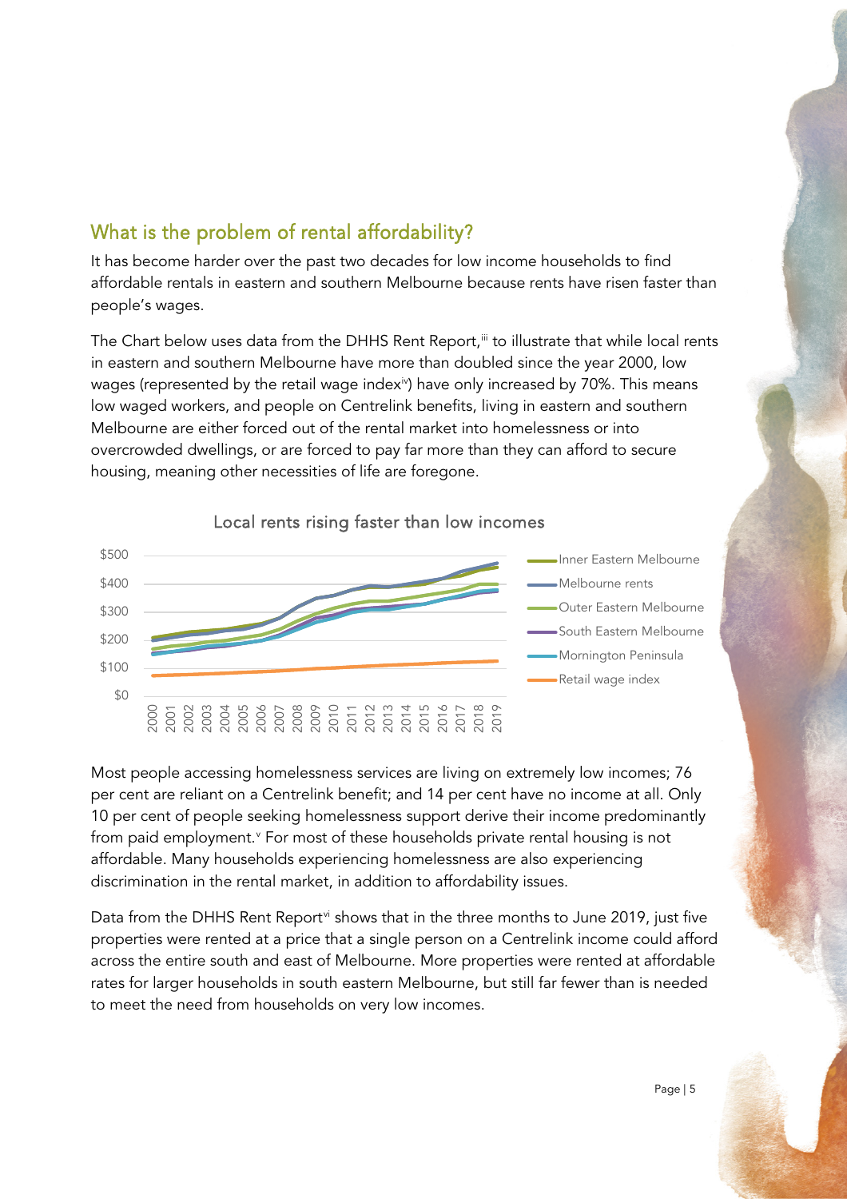## What is the problem of rental affordability?

It has become harder over the past two decades for low income households to find affordable rentals in eastern and southern Melbourne because rents have risen faster than people's wages.

The Chart below uses data from the DHHS Rent Report,[iii] to illustrate that while local rents in eastern and southern Melbourne have more than doubled since the year 2000, low wages (represented by the retail wage index[iv]) have only increased by 70%. This means low waged workers, and people on Centrelink benefits, living in eastern and southern Melbourne are either forced out of the rental market into homelessness or into overcrowded dwellings, or are forced to pay far more than they can afford to secure housing, meaning other necessities of life are foregone.

Local rents rising faster than low incomes

Most people accessing homelessness services are living on extremely low incomes; 76 per cent are reliant on a Centrelink benefit; and 14 per cent have no income at all. Only 10 per cent of people seeking homelessness support derive their income predominantly from paid employment.[v] For most of these households private rental housing is not affordable. Many households experiencing homelessness are also experiencing discrimination in the rental market, in addition to affordability issues.

Data from the DHHS Rent Report[vi] shows that in the three months to June 2019, just five properties were rented at a price that a single person on a Centrelink income could afford across the entire south and east of Melbourne. More properties were rented at affordable rates for larger households in south eastern Melbourne, but still far fewer than is needed to meet the need from households on very low incomes.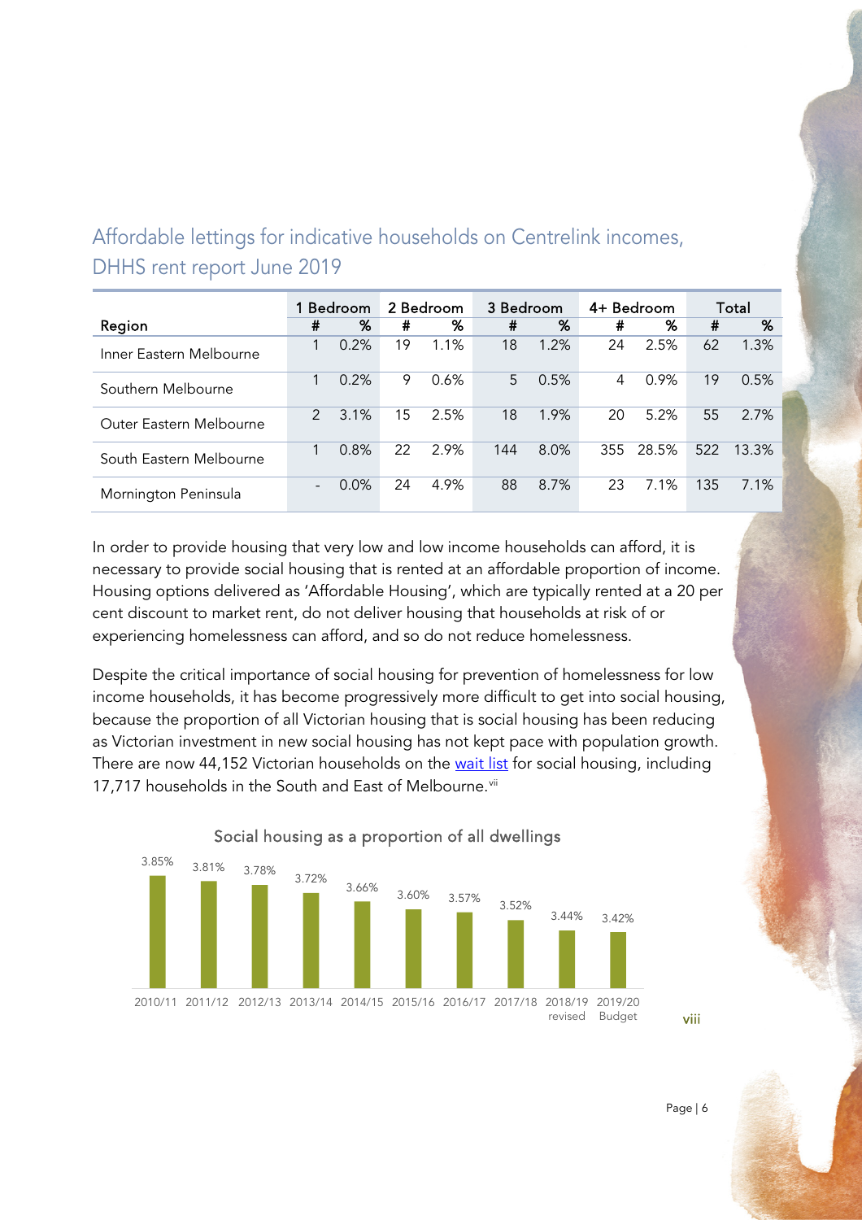## Affordable lettings for indicative households on Centrelink incomes, DHHS rent report June 2019

| Region | 1 Bedroom | | 2 Bedroom | | 3 Bedroom | | 4+ Bedroom | | Total | |
|---|---|---|---|---|---|---|---|---|---|---|
| | # | % | # | % | # | % | # | % | # | % |
| Inner Eastern Melbourne | 1 | 0.2% | 19 | 1.1% | 18 | 1.2% | 24 | 2.5% | 62 | 1.3% |
| Southern Melbourne | 1 | 0.2% | 9 | 0.6% | 5 | 0.5% | 4 | 0.9% | 19 | 0.5% |
| Outer Eastern Melbourne | 2 | 3.1% | 15 | 2.5% | 18 | 1.9% | 20 | 5.2% | 55 | 2.7% |
| South Eastern Melbourne | 1 | 0.8% | 22 | 2.9% | 144 | 8.0% | 355 | 28.5% | 522 | 13.3% |
| Mornington Peninsula | - | 0.0% | 24 | 4.9% | 88 | 8.7% | 23 | 7.1% | 135 | 7.1% |

In order to provide housing that very low and low income households can afford, it is necessary to provide social housing that is rented at an affordable proportion of income. Housing options delivered as 'Affordable Housing', which are typically rented at a 20 per cent discount to market rent, do not deliver housing that households at risk of or experiencing homelessness can afford, and so do not reduce homelessness.

Despite the critical importance of social housing for prevention of homelessness for low income households, it has become progressively more difficult to get into social housing, because the proportion of all Victorian housing that is social housing has been reducing as Victorian investment in new social housing has not kept pace with population growth. There are now 44,152 Victorian households on the wait list for social housing, including 17,717 households in the South and East of Melbourne.[vii]

### Social housing as a proportion of all dwellings

| Year | Proportion |
|---|---|
| 2010/11 | 3.85% |
| 2011/12 | 3.81% |
| 2012/13 | 3.78% |
| 2013/14 | 3.72% |
| 2014/15 | 3.66% |
| 2015/16 | 3.60% |
| 2016/17 | 3.57% |
| 2017/18 | 3.52% |
| 2018/19 revised | 3.44% |
| 2019/20 Budget | 3.42% |

[viii]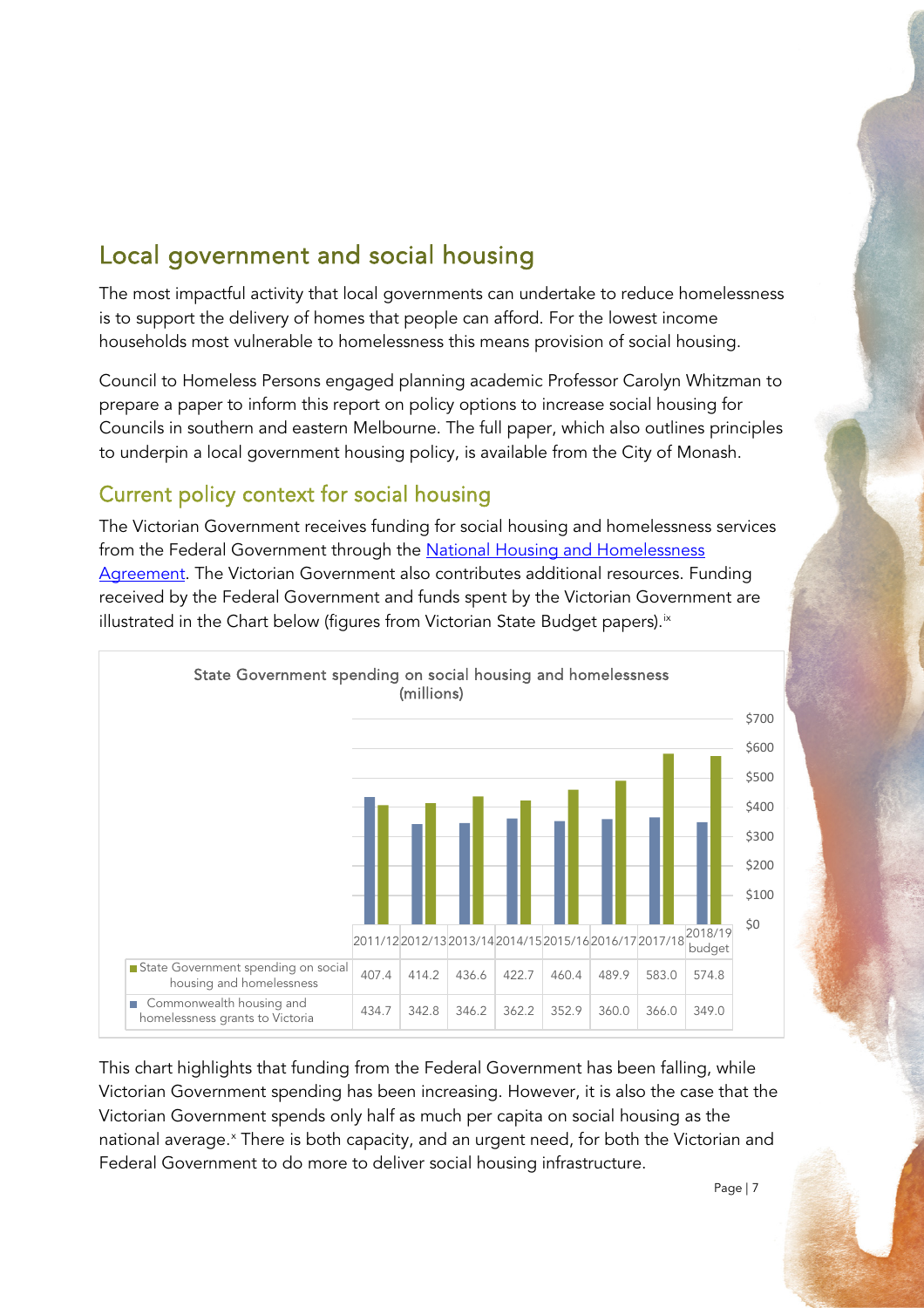## Local government and social housing

The most impactful activity that local governments can undertake to reduce homelessness is to support the delivery of homes that people can afford. For the lowest income households most vulnerable to homelessness this means provision of social housing.

Council to Homeless Persons engaged planning academic Professor Carolyn Whitzman to prepare a paper to inform this report on policy options to increase social housing for Councils in southern and eastern Melbourne. The full paper, which also outlines principles to underpin a local government housing policy, is available from the City of Monash.

### Current policy context for social housing

The Victorian Government receives funding for social housing and homelessness services from the Federal Government through the National Housing and Homelessness Agreement. The Victorian Government also contributes additional resources. Funding received by the Federal Government and funds spent by the Victorian Government are illustrated in the Chart below (figures from Victorian State Budget papers).[ix]

State Government spending on social housing and homelessness (millions)

| | 2011/12 | 2012/13 | 2013/14 | 2014/15 | 2015/16 | 2016/17 | 2017/18 | 2018/19 budget |
|---|---|---|---|---|---|---|---|---|
| State Government spending on social housing and homelessness | 407.4 | 414.2 | 436.6 | 422.7 | 460.4 | 489.9 | 583.0 | 574.8 |
| Commonwealth housing and homelessness grants to Victoria | 434.7 | 342.8 | 346.2 | 362.2 | 352.9 | 360.0 | 366.0 | 349.0 |

This chart highlights that funding from the Federal Government has been falling, while Victorian Government spending has been increasing. However, it is also the case that the Victorian Government spends only half as much per capita on social housing as the national average.[x] There is both capacity, and an urgent need, for both the Victorian and Federal Government to do more to deliver social housing infrastructure.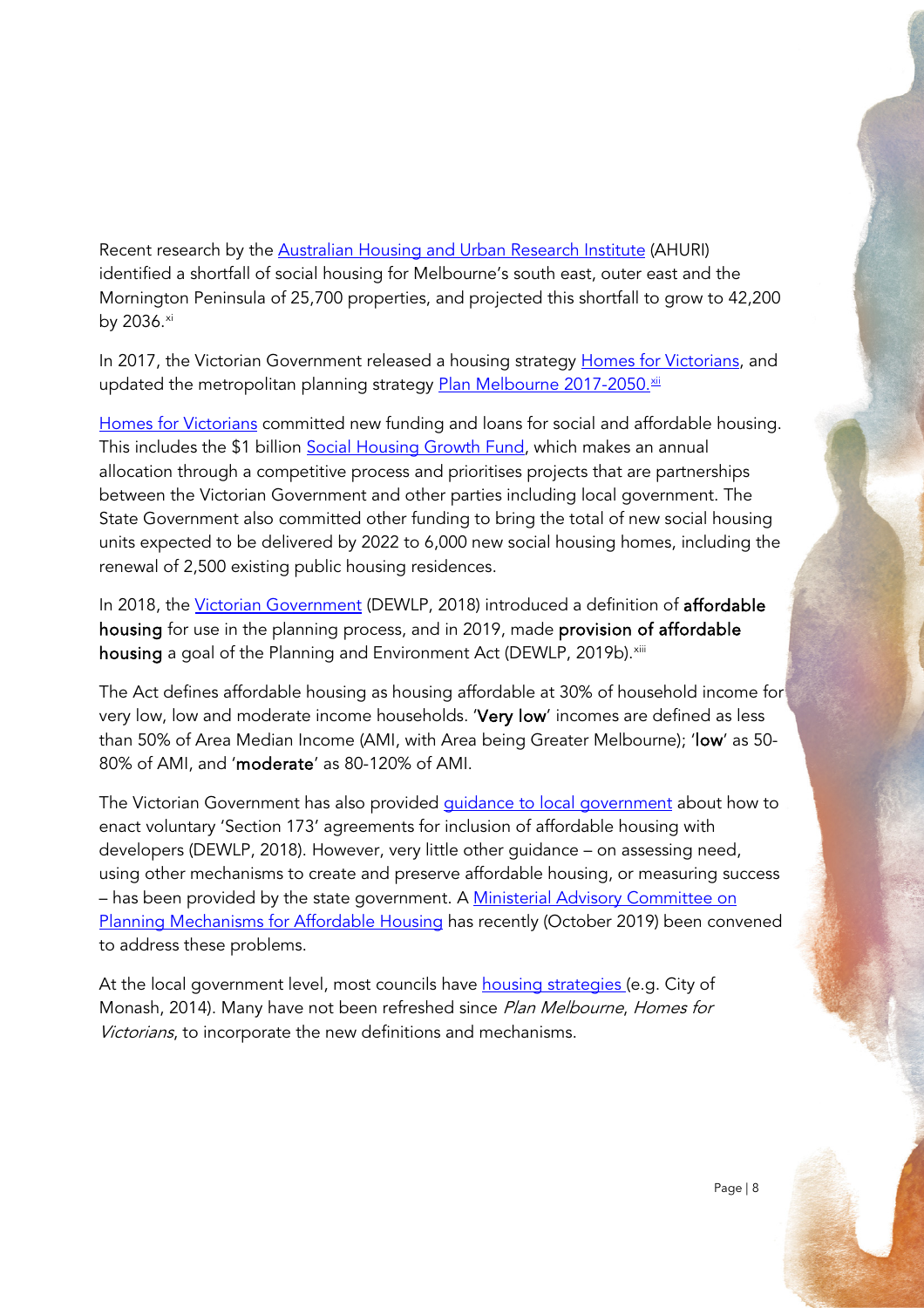Recent research by the Australian Housing and Urban Research Institute (AHURI) identified a shortfall of social housing for Melbourne's south east, outer east and the Mornington Peninsula of 25,700 properties, and projected this shortfall to grow to 42,200 by 2036.[xi]

In 2017, the Victorian Government released a housing strategy Homes for Victorians, and updated the metropolitan planning strategy Plan Melbourne 2017-2050.[xii]

Homes for Victorians committed new funding and loans for social and affordable housing. This includes the $1 billion Social Housing Growth Fund, which makes an annual allocation through a competitive process and prioritises projects that are partnerships between the Victorian Government and other parties including local government. The State Government also committed other funding to bring the total of new social housing units expected to be delivered by 2022 to 6,000 new social housing homes, including the renewal of 2,500 existing public housing residences.

In 2018, the Victorian Government (DEWLP, 2018) introduced a definition of **affordable housing** for use in the planning process, and in 2019, made **provision of affordable housing** a goal of the Planning and Environment Act (DEWLP, 2019b).[xiii]

The Act defines affordable housing as housing affordable at 30% of household income for very low, low and moderate income households. '**Very low**' incomes are defined as less than 50% of Area Median Income (AMI, with Area being Greater Melbourne); '**low**' as 50-80% of AMI, and '**moderate**' as 80-120% of AMI.

The Victorian Government has also provided guidance to local government about how to enact voluntary 'Section 173' agreements for inclusion of affordable housing with developers (DEWLP, 2018). However, very little other guidance – on assessing need, using other mechanisms to create and preserve affordable housing, or measuring success – has been provided by the state government. A Ministerial Advisory Committee on Planning Mechanisms for Affordable Housing has recently (October 2019) been convened to address these problems.

At the local government level, most councils have housing strategies (e.g. City of Monash, 2014). Many have not been refreshed since *Plan Melbourne*, *Homes for Victorians*, to incorporate the new definitions and mechanisms.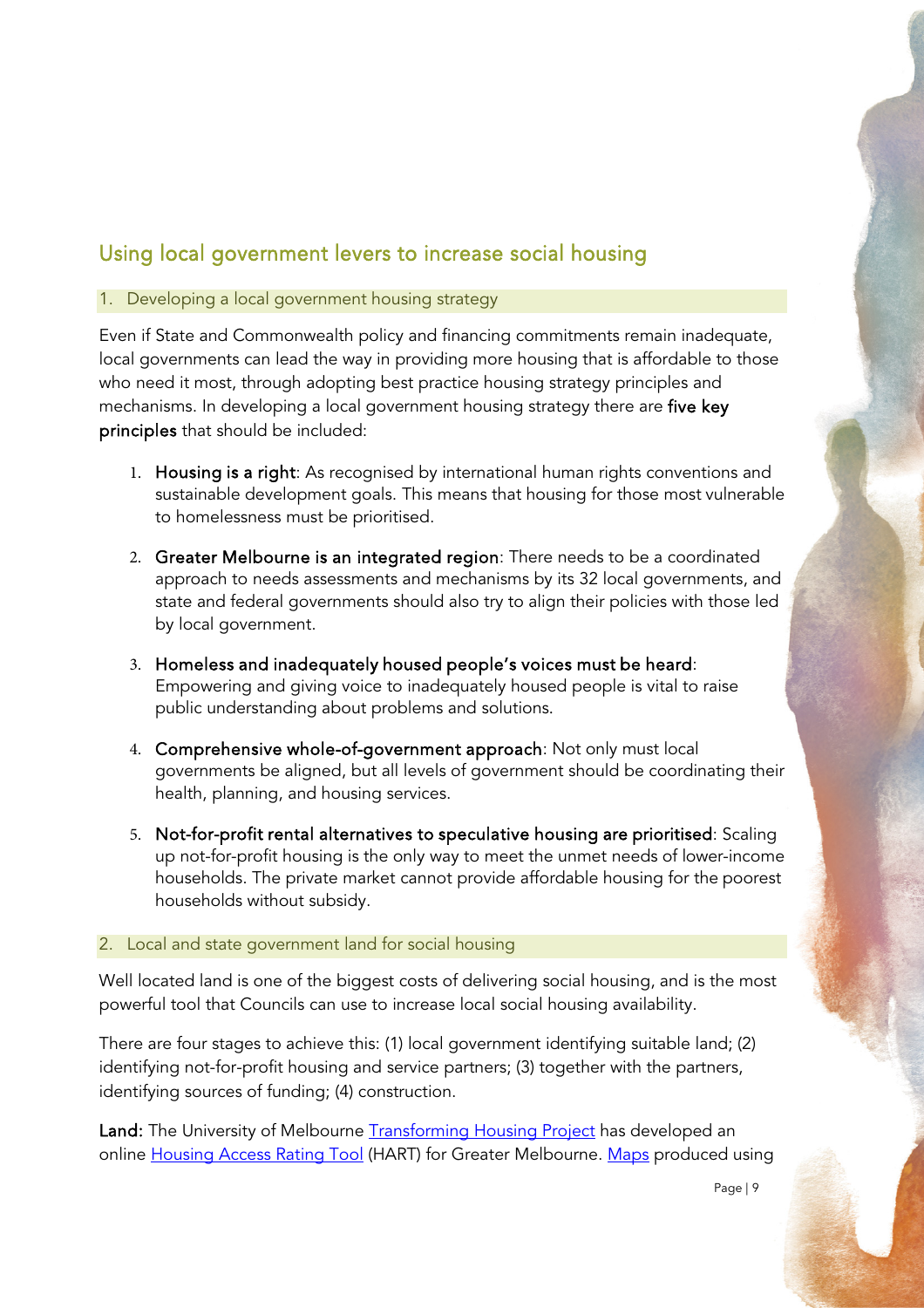## Using local government levers to increase social housing

### 1. Developing a local government housing strategy

Even if State and Commonwealth policy and financing commitments remain inadequate, local governments can lead the way in providing more housing that is affordable to those who need it most, through adopting best practice housing strategy principles and mechanisms. In developing a local government housing strategy there are **five key principles** that should be included:

1. **Housing is a right**: As recognised by international human rights conventions and sustainable development goals. This means that housing for those most vulnerable to homelessness must be prioritised.

2. **Greater Melbourne is an integrated region**: There needs to be a coordinated approach to needs assessments and mechanisms by its 32 local governments, and state and federal governments should also try to align their policies with those led by local government.

3. **Homeless and inadequately housed people's voices must be heard**: Empowering and giving voice to inadequately housed people is vital to raise public understanding about problems and solutions.

4. **Comprehensive whole-of-government approach**: Not only must local governments be aligned, but all levels of government should be coordinating their health, planning, and housing services.

5. **Not-for-profit rental alternatives to speculative housing are prioritised**: Scaling up not-for-profit housing is the only way to meet the unmet needs of lower-income households. The private market cannot provide affordable housing for the poorest households without subsidy.

### 2. Local and state government land for social housing

Well located land is one of the biggest costs of delivering social housing, and is the most powerful tool that Councils can use to increase local social housing availability.

There are four stages to achieve this: (1) local government identifying suitable land; (2) identifying not-for-profit housing and service partners; (3) together with the partners, identifying sources of funding; (4) construction.

**Land:** The University of Melbourne Transforming Housing Project has developed an online Housing Access Rating Tool (HART) for Greater Melbourne. Maps produced using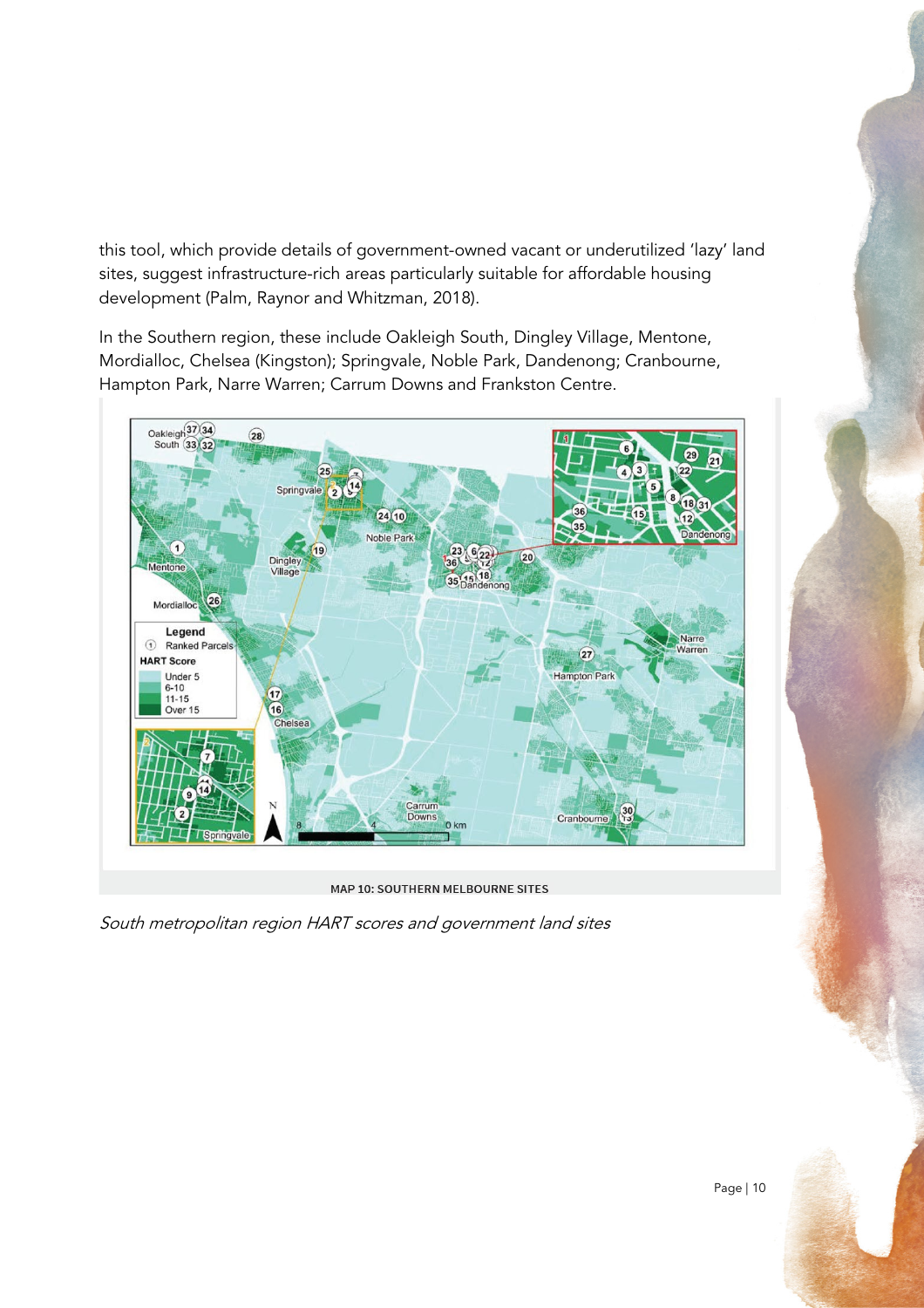this tool, which provide details of government-owned vacant or underutilized 'lazy' land sites, suggest infrastructure-rich areas particularly suitable for affordable housing development (Palm, Raynor and Whitzman, 2018).

In the Southern region, these include Oakleigh South, Dingley Village, Mentone, Mordialloc, Chelsea (Kingston); Springvale, Noble Park, Dandenong; Cranbourne, Hampton Park, Narre Warren; Carrum Downs and Frankston Centre.

MAP 10: SOUTHERN MELBOURNE SITES

*South metropolitan region HART scores and government land sites*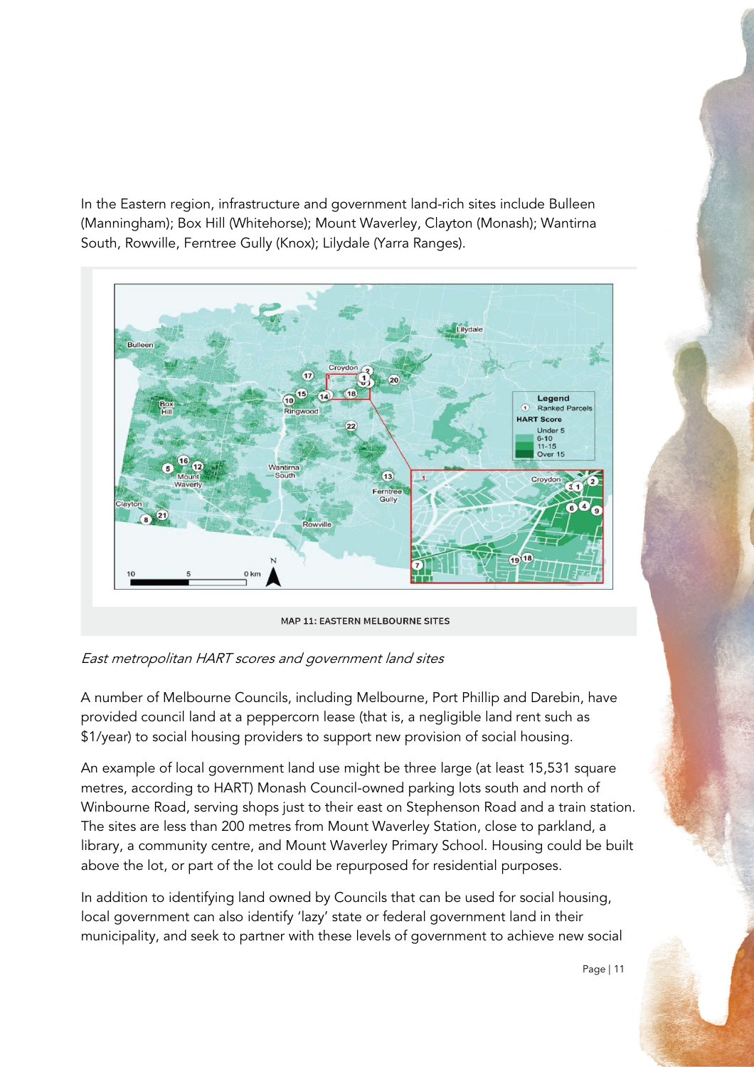In the Eastern region, infrastructure and government land-rich sites include Bulleen (Manningham); Box Hill (Whitehorse); Mount Waverley, Clayton (Monash); Wantirna South, Rowville, Ferntree Gully (Knox); Lilydale (Yarra Ranges).

MAP 11: EASTERN MELBOURNE SITES

*East metropolitan HART scores and government land sites*

A number of Melbourne Councils, including Melbourne, Port Phillip and Darebin, have provided council land at a peppercorn lease (that is, a negligible land rent such as $1/year) to social housing providers to support new provision of social housing.

An example of local government land use might be three large (at least 15,531 square metres, according to HART) Monash Council-owned parking lots south and north of Winbourne Road, serving shops just to their east on Stephenson Road and a train station. The sites are less than 200 metres from Mount Waverley Station, close to parkland, a library, a community centre, and Mount Waverley Primary School. Housing could be built above the lot, or part of the lot could be repurposed for residential purposes.

In addition to identifying land owned by Councils that can be used for social housing, local government can also identify 'lazy' state or federal government land in their municipality, and seek to partner with these levels of government to achieve new social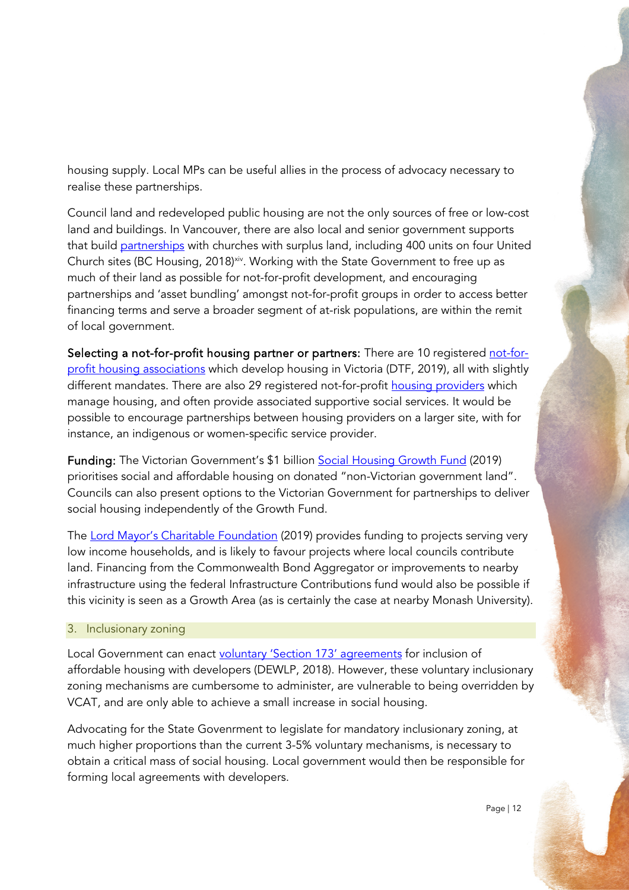housing supply. Local MPs can be useful allies in the process of advocacy necessary to realise these partnerships.

Council land and redeveloped public housing are not the only sources of free or low-cost land and buildings. In Vancouver, there are also local and senior government supports that build partnerships with churches with surplus land, including 400 units on four United Church sites (BC Housing, 2018)[xiv]. Working with the State Government to free up as much of their land as possible for not-for-profit development, and encouraging partnerships and 'asset bundling' amongst not-for-profit groups in order to access better financing terms and serve a broader segment of at-risk populations, are within the remit of local government.

**Selecting a not-for-profit housing partner or partners:** There are 10 registered not-for-profit housing associations which develop housing in Victoria (DTF, 2019), all with slightly different mandates. There are also 29 registered not-for-profit housing providers which manage housing, and often provide associated supportive social services. It would be possible to encourage partnerships between housing providers on a larger site, with for instance, an indigenous or women-specific service provider.

**Funding:** The Victorian Government's $1 billion Social Housing Growth Fund (2019) prioritises social and affordable housing on donated "non-Victorian government land". Councils can also present options to the Victorian Government for partnerships to deliver social housing independently of the Growth Fund.

The Lord Mayor's Charitable Foundation (2019) provides funding to projects serving very low income households, and is likely to favour projects where local councils contribute land. Financing from the Commonwealth Bond Aggregator or improvements to nearby infrastructure using the federal Infrastructure Contributions fund would also be possible if this vicinity is seen as a Growth Area (as is certainly the case at nearby Monash University).

## 3. Inclusionary zoning

Local Government can enact voluntary 'Section 173' agreements for inclusion of affordable housing with developers (DEWLP, 2018). However, these voluntary inclusionary zoning mechanisms are cumbersome to administer, are vulnerable to being overridden by VCAT, and are only able to achieve a small increase in social housing.

Advocating for the State Govenrment to legislate for mandatory inclusionary zoning, at much higher proportions than the current 3-5% voluntary mechanisms, is necessary to obtain a critical mass of social housing. Local government would then be responsible for forming local agreements with developers.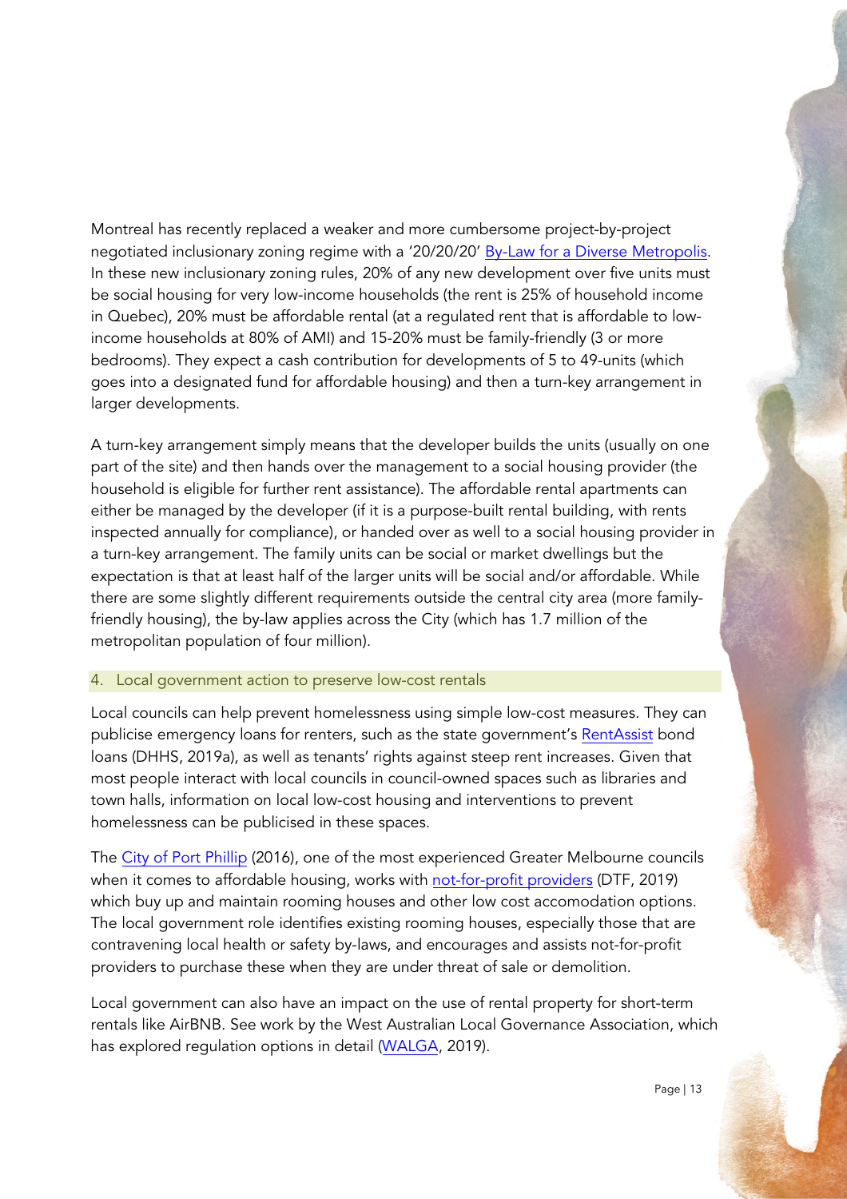Montreal has recently replaced a weaker and more cumbersome project-by-project negotiated inclusionary zoning regime with a '20/20/20' By-Law for a Diverse Metropolis. In these new inclusionary zoning rules, 20% of any new development over five units must be social housing for very low-income households (the rent is 25% of household income in Quebec), 20% must be affordable rental (at a regulated rent that is affordable to low-income households at 80% of AMI) and 15-20% must be family-friendly (3 or more bedrooms). They expect a cash contribution for developments of 5 to 49-units (which goes into a designated fund for affordable housing) and then a turn-key arrangement in larger developments.

A turn-key arrangement simply means that the developer builds the units (usually on one part of the site) and then hands over the management to a social housing provider (the household is eligible for further rent assistance). The affordable rental apartments can either be managed by the developer (if it is a purpose-built rental building, with rents inspected annually for compliance), or handed over as well to a social housing provider in a turn-key arrangement. The family units can be social or market dwellings but the expectation is that at least half of the larger units will be social and/or affordable. While there are some slightly different requirements outside the central city area (more family-friendly housing), the by-law applies across the City (which has 1.7 million of the metropolitan population of four million).

### 4. Local government action to preserve low-cost rentals

Local councils can help prevent homelessness using simple low-cost measures. They can publicise emergency loans for renters, such as the state government's RentAssist bond loans (DHHS, 2019a), as well as tenants' rights against steep rent increases. Given that most people interact with local councils in council-owned spaces such as libraries and town halls, information on local low-cost housing and interventions to prevent homelessness can be publicised in these spaces.

The City of Port Phillip (2016), one of the most experienced Greater Melbourne councils when it comes to affordable housing, works with not-for-profit providers (DTF, 2019) which buy up and maintain rooming houses and other low cost accomodation options. The local government role identifies existing rooming houses, especially those that are contravening local health or safety by-laws, and encourages and assists not-for-profit providers to purchase these when they are under threat of sale or demolition.

Local government can also have an impact on the use of rental property for short-term rentals like AirBNB. See work by the West Australian Local Governance Association, which has explored regulation options in detail (WALGA, 2019).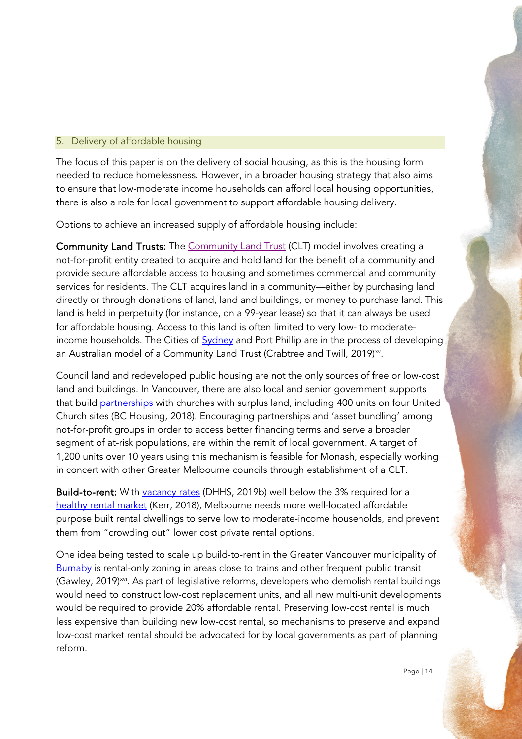## 5. Delivery of affordable housing

The focus of this paper is on the delivery of social housing, as this is the housing form needed to reduce homelessness. However, in a broader housing strategy that also aims to ensure that low-moderate income households can afford local housing opportunities, there is also a role for local government to support affordable housing delivery.

Options to achieve an increased supply of affordable housing include:

**Community Land Trusts:** The Community Land Trust (CLT) model involves creating a not-for-profit entity created to acquire and hold land for the benefit of a community and provide secure affordable access to housing and sometimes commercial and community services for residents. The CLT acquires land in a community—either by purchasing land directly or through donations of land, land and buildings, or money to purchase land. This land is held in perpetuity (for instance, on a 99-year lease) so that it can always be used for affordable housing. Access to this land is often limited to very low- to moderate-income households. The Cities of Sydney and Port Phillip are in the process of developing an Australian model of a Community Land Trust (Crabtree and Twill, 2019)[xv].

Council land and redeveloped public housing are not the only sources of free or low-cost land and buildings. In Vancouver, there are also local and senior government supports that build partnerships with churches with surplus land, including 400 units on four United Church sites (BC Housing, 2018). Encouraging partnerships and 'asset bundling' among not-for-profit groups in order to access better financing terms and serve a broader segment of at-risk populations, are within the remit of local government. A target of 1,200 units over 10 years using this mechanism is feasible for Monash, especially working in concert with other Greater Melbourne councils through establishment of a CLT.

**Build-to-rent:** With vacancy rates (DHHS, 2019b) well below the 3% required for a healthy rental market (Kerr, 2018), Melbourne needs more well-located affordable purpose built rental dwellings to serve low to moderate-income households, and prevent them from "crowding out" lower cost private rental options.

One idea being tested to scale up build-to-rent in the Greater Vancouver municipality of Burnaby is rental-only zoning in areas close to trains and other frequent public transit (Gawley, 2019)[xvi]. As part of legislative reforms, developers who demolish rental buildings would need to construct low-cost replacement units, and all new multi-unit developments would be required to provide 20% affordable rental. Preserving low-cost rental is much less expensive than building new low-cost rental, so mechanisms to preserve and expand low-cost market rental should be advocated for by local governments as part of planning reform.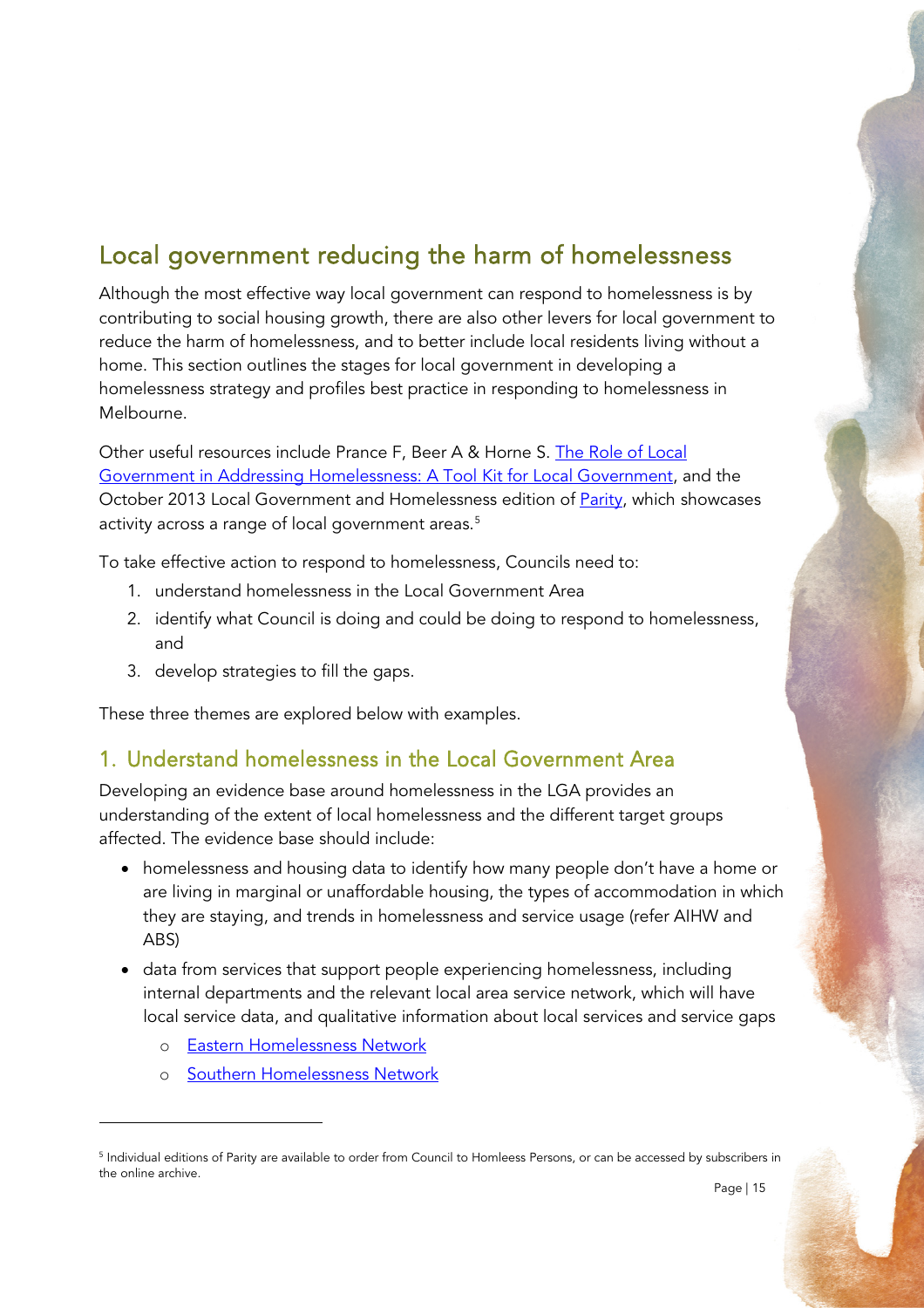## Local government reducing the harm of homelessness

Although the most effective way local government can respond to homelessness is by contributing to social housing growth, there are also other levers for local government to reduce the harm of homelessness, and to better include local residents living without a home. This section outlines the stages for local government in developing a homelessness strategy and profiles best practice in responding to homelessness in Melbourne.

Other useful resources include Prance F, Beer A & Horne S. [The Role of Local Government in Addressing Homelessness: A Tool Kit for Local Government](), and the October 2013 Local Government and Homelessness edition of [Parity](), which showcases activity across a range of local government areas.[5]

To take effective action to respond to homelessness, Councils need to:

1. understand homelessness in the Local Government Area
2. identify what Council is doing and could be doing to respond to homelessness, and
3. develop strategies to fill the gaps.

These three themes are explored below with examples.

### 1. Understand homelessness in the Local Government Area

Developing an evidence base around homelessness in the LGA provides an understanding of the extent of local homelessness and the different target groups affected. The evidence base should include:

- homelessness and housing data to identify how many people don't have a home or are living in marginal or unaffordable housing, the types of accommodation in which they are staying, and trends in homelessness and service usage (refer AIHW and ABS)
- data from services that support people experiencing homelessness, including internal departments and the relevant local area service network, which will have local service data, and qualitative information about local services and service gaps
  - [Eastern Homelessness Network]()
  - [Southern Homelessness Network]()

[5] Individual editions of Parity are available to order from Council to Homleess Persons, or can be accessed by subscribers in the online archive.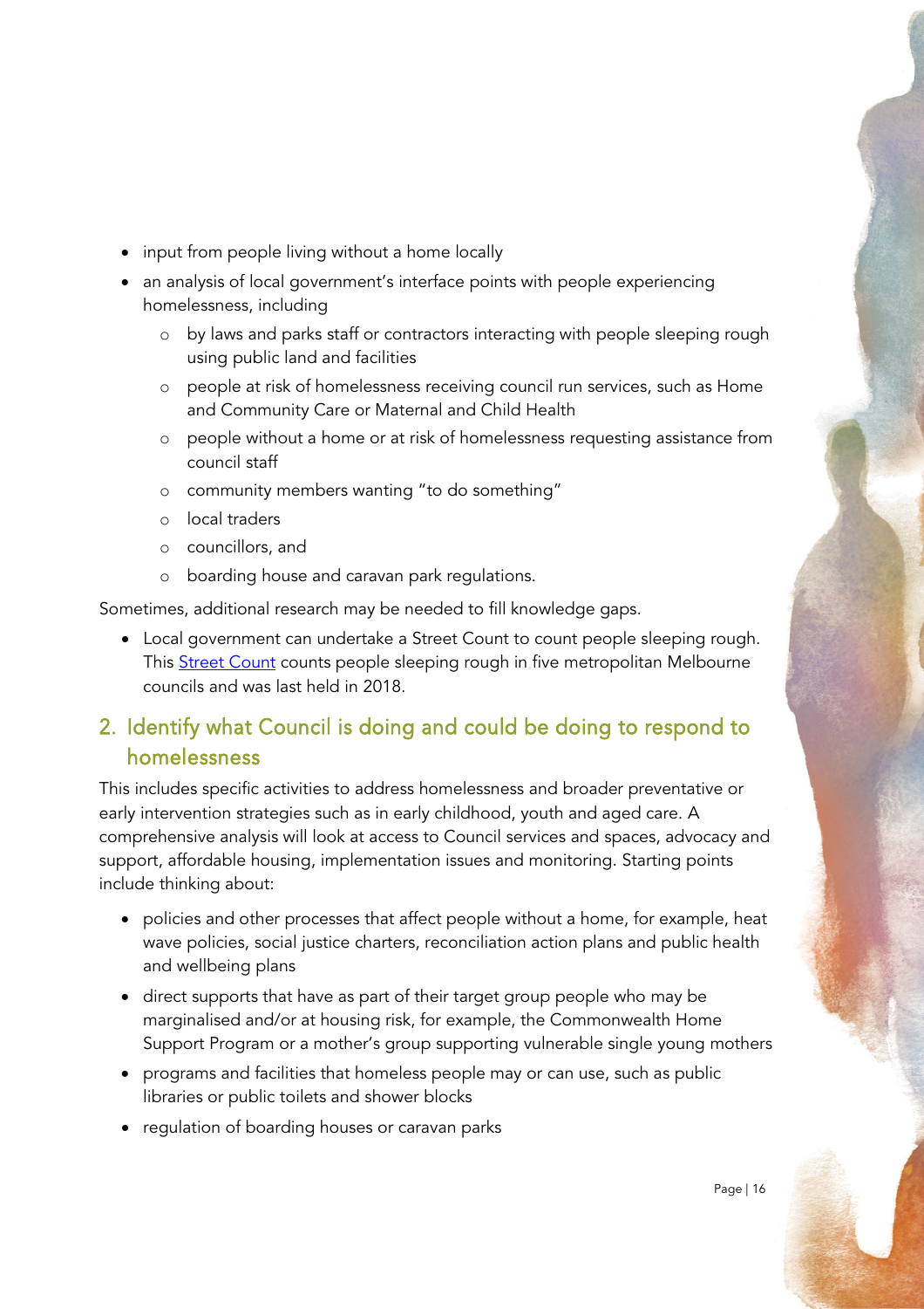- input from people living without a home locally
- an analysis of local government's interface points with people experiencing homelessness, including
  - by laws and parks staff or contractors interacting with people sleeping rough using public land and facilities
  - people at risk of homelessness receiving council run services, such as Home and Community Care or Maternal and Child Health
  - people without a home or at risk of homelessness requesting assistance from council staff
  - community members wanting "to do something"
  - local traders
  - councillors, and
  - boarding house and caravan park regulations.

Sometimes, additional research may be needed to fill knowledge gaps.

- Local government can undertake a Street Count to count people sleeping rough. This [Street Count]() counts people sleeping rough in five metropolitan Melbourne councils and was last held in 2018.

## 2. Identify what Council is doing and could be doing to respond to homelessness

This includes specific activities to address homelessness and broader preventative or early intervention strategies such as in early childhood, youth and aged care. A comprehensive analysis will look at access to Council services and spaces, advocacy and support, affordable housing, implementation issues and monitoring. Starting points include thinking about:

- policies and other processes that affect people without a home, for example, heat wave policies, social justice charters, reconciliation action plans and public health and wellbeing plans
- direct supports that have as part of their target group people who may be marginalised and/or at housing risk, for example, the Commonwealth Home Support Program or a mother's group supporting vulnerable single young mothers
- programs and facilities that homeless people may or can use, such as public libraries or public toilets and shower blocks
- regulation of boarding houses or caravan parks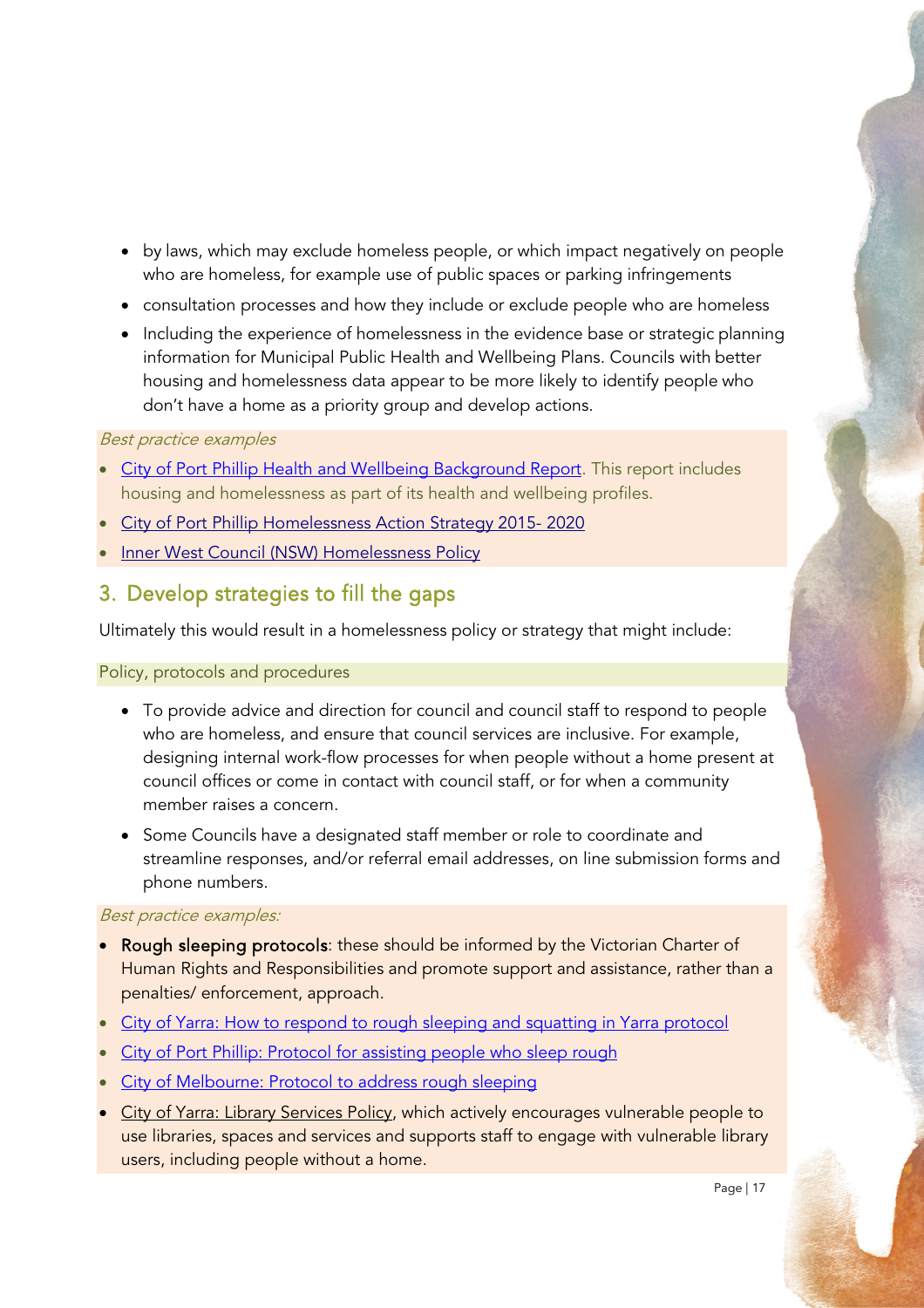- by laws, which may exclude homeless people, or which impact negatively on people who are homeless, for example use of public spaces or parking infringements
- consultation processes and how they include or exclude people who are homeless
- Including the experience of homelessness in the evidence base or strategic planning information for Municipal Public Health and Wellbeing Plans. Councils with better housing and homelessness data appear to be more likely to identify people who don't have a home as a priority group and develop actions.

*Best practice examples*

- City of Port Phillip Health and Wellbeing Background Report. This report includes housing and homelessness as part of its health and wellbeing profiles.
- City of Port Phillip Homelessness Action Strategy 2015- 2020
- Inner West Council (NSW) Homelessness Policy

## 3. Develop strategies to fill the gaps

Ultimately this would result in a homelessness policy or strategy that might include:

### Policy, protocols and procedures

- To provide advice and direction for council and council staff to respond to people who are homeless, and ensure that council services are inclusive. For example, designing internal work-flow processes for when people without a home present at council offices or come in contact with council staff, or for when a community member raises a concern.
- Some Councils have a designated staff member or role to coordinate and streamline responses, and/or referral email addresses, on line submission forms and phone numbers.

*Best practice examples:*

- **Rough sleeping protocols**: these should be informed by the Victorian Charter of Human Rights and Responsibilities and promote support and assistance, rather than a penalties/ enforcement, approach.
- City of Yarra: How to respond to rough sleeping and squatting in Yarra protocol
- City of Port Phillip: Protocol for assisting people who sleep rough
- City of Melbourne: Protocol to address rough sleeping
- City of Yarra: Library Services Policy, which actively encourages vulnerable people to use libraries, spaces and services and supports staff to engage with vulnerable library users, including people without a home.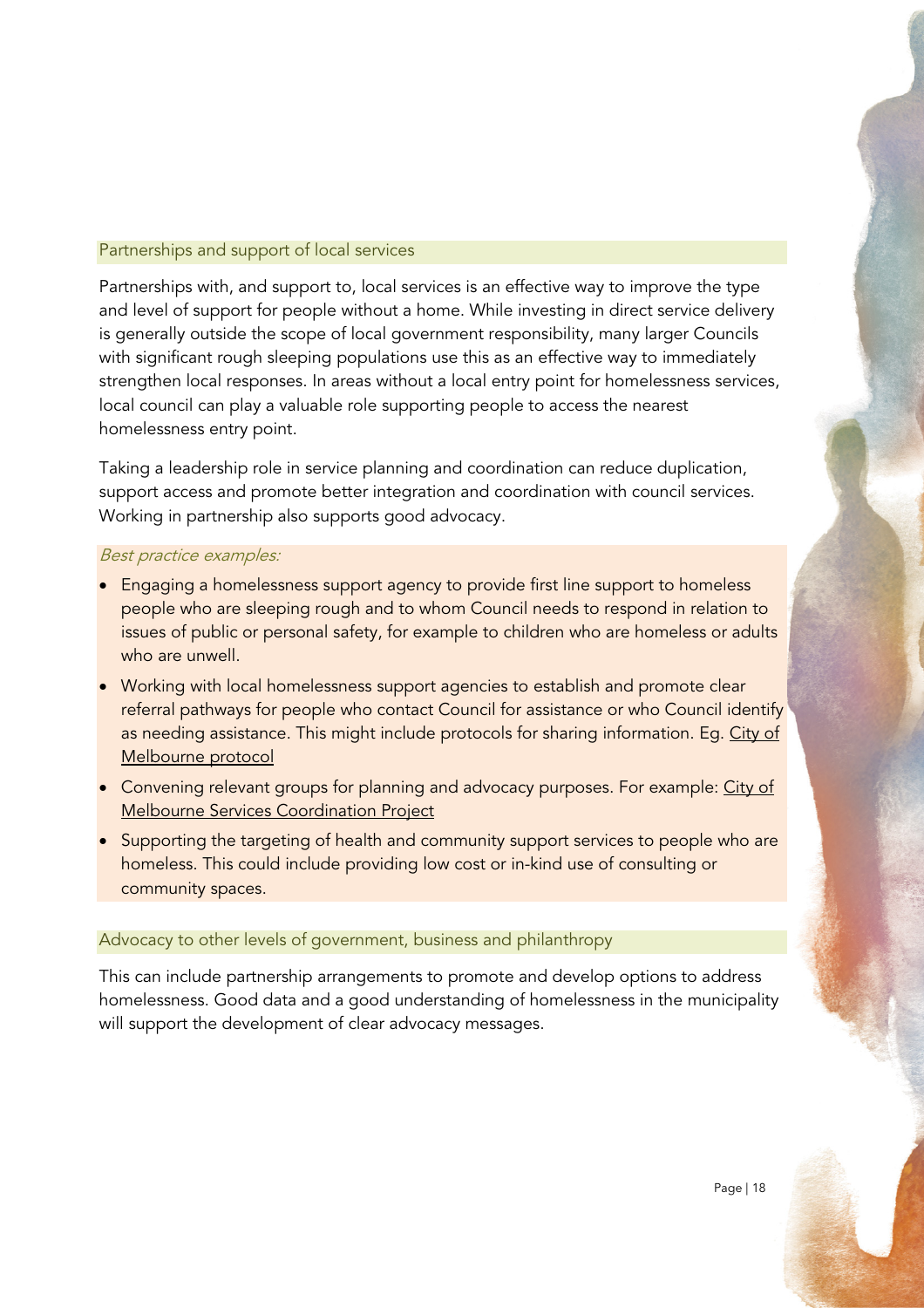### Partnerships and support of local services

Partnerships with, and support to, local services is an effective way to improve the type and level of support for people without a home. While investing in direct service delivery is generally outside the scope of local government responsibility, many larger Councils with significant rough sleeping populations use this as an effective way to immediately strengthen local responses. In areas without a local entry point for homelessness services, local council can play a valuable role supporting people to access the nearest homelessness entry point.

Taking a leadership role in service planning and coordination can reduce duplication, support access and promote better integration and coordination with council services. Working in partnership also supports good advocacy.

*Best practice examples:*

- Engaging a homelessness support agency to provide first line support to homeless people who are sleeping rough and to whom Council needs to respond in relation to issues of public or personal safety, for example to children who are homeless or adults who are unwell.
- Working with local homelessness support agencies to establish and promote clear referral pathways for people who contact Council for assistance or who Council identify as needing assistance. This might include protocols for sharing information. Eg. City of Melbourne protocol
- Convening relevant groups for planning and advocacy purposes. For example: City of Melbourne Services Coordination Project
- Supporting the targeting of health and community support services to people who are homeless. This could include providing low cost or in-kind use of consulting or community spaces.

### Advocacy to other levels of government, business and philanthropy

This can include partnership arrangements to promote and develop options to address homelessness. Good data and a good understanding of homelessness in the municipality will support the development of clear advocacy messages.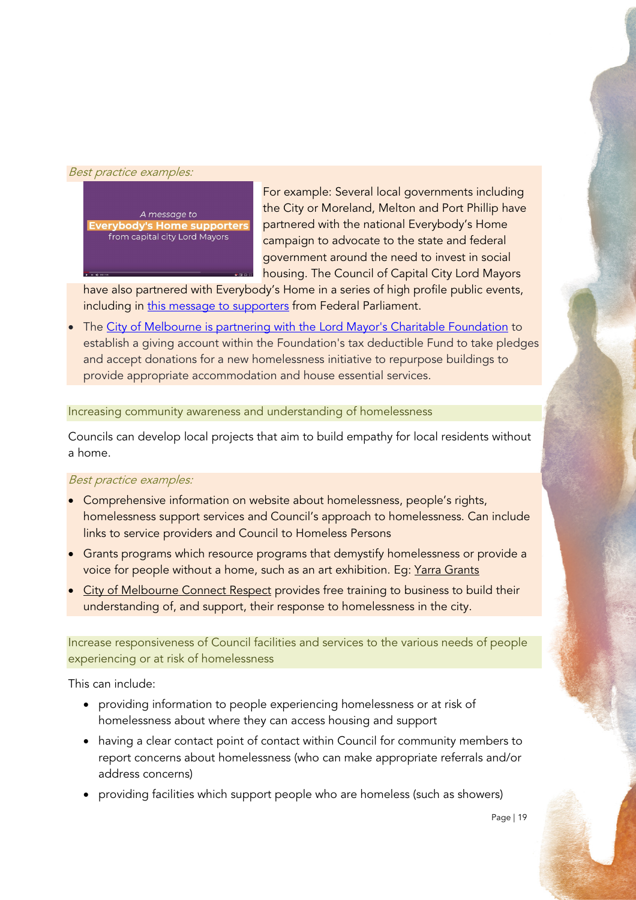*Best practice examples:*

For example: Several local governments including the City or Moreland, Melton and Port Phillip have partnered with the national Everybody's Home campaign to advocate to the state and federal government around the need to invest in social housing. The Council of Capital City Lord Mayors have also partnered with Everybody's Home in a series of high profile public events, including in this message to supporters from Federal Parliament.

- The City of Melbourne is partnering with the Lord Mayor's Charitable Foundation to establish a giving account within the Foundation's tax deductible Fund to take pledges and accept donations for a new homelessness initiative to repurpose buildings to provide appropriate accommodation and house essential services.

### Increasing community awareness and understanding of homelessness

Councils can develop local projects that aim to build empathy for local residents without a home.

*Best practice examples:*

- Comprehensive information on website about homelessness, people's rights, homelessness support services and Council's approach to homelessness. Can include links to service providers and Council to Homeless Persons
- Grants programs which resource programs that demystify homelessness or provide a voice for people without a home, such as an art exhibition. Eg: Yarra Grants
- City of Melbourne Connect Respect provides free training to business to build their understanding of, and support, their response to homelessness in the city.

### Increase responsiveness of Council facilities and services to the various needs of people experiencing or at risk of homelessness

This can include:

- providing information to people experiencing homelessness or at risk of homelessness about where they can access housing and support
- having a clear contact point of contact within Council for community members to report concerns about homelessness (who can make appropriate referrals and/or address concerns)
- providing facilities which support people who are homeless (such as showers)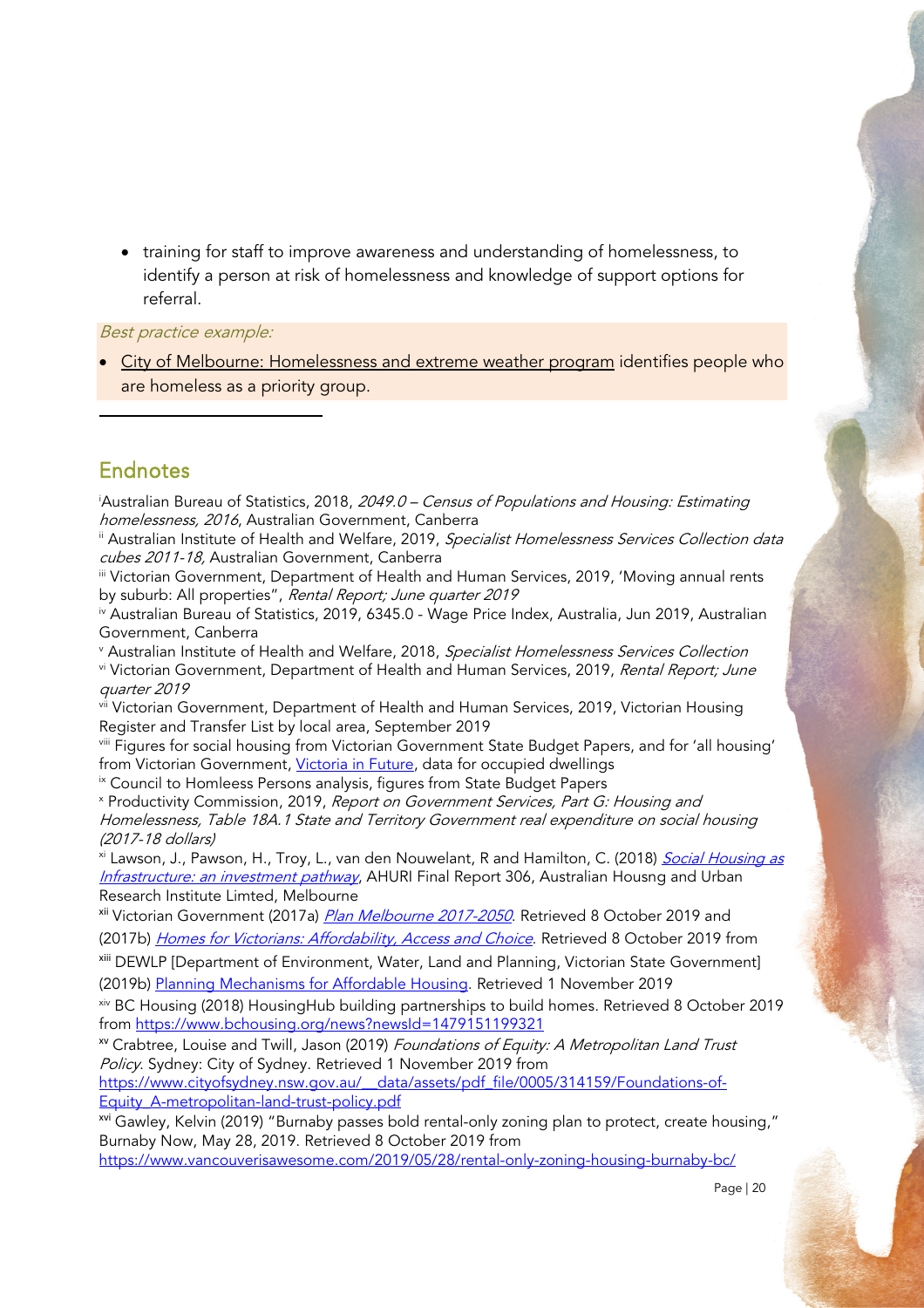- training for staff to improve awareness and understanding of homelessness, to identify a person at risk of homelessness and knowledge of support options for referral.

*Best practice example:*

- City of Melbourne: Homelessness and extreme weather program identifies people who are homeless as a priority group.

## Endnotes

[i]Australian Bureau of Statistics, 2018, *2049.0 – Census of Populations and Housing: Estimating homelessness, 2016*, Australian Government, Canberra

[ii] Australian Institute of Health and Welfare, 2019, *Specialist Homelessness Services Collection data cubes 2011-18,* Australian Government, Canberra

[iii] Victorian Government, Department of Health and Human Services, 2019, 'Moving annual rents by suburb: All properties", *Rental Report; June quarter 2019*

[iv] Australian Bureau of Statistics, 2019, 6345.0 - Wage Price Index, Australia, Jun 2019, Australian Government, Canberra

[v] Australian Institute of Health and Welfare, 2018, *Specialist Homelessness Services Collection*

[vi] Victorian Government, Department of Health and Human Services, 2019, *Rental Report; June quarter 2019*

[vii] Victorian Government, Department of Health and Human Services, 2019, Victorian Housing Register and Transfer List by local area, September 2019

[viii] Figures for social housing from Victorian Government State Budget Papers, and for 'all housing' from Victorian Government, Victoria in Future, data for occupied dwellings

[ix] Council to Homleess Persons analysis, figures from State Budget Papers

[x] Productivity Commission, 2019, *Report on Government Services, Part G: Housing and Homelessness, Table 18A.1 State and Territory Government real expenditure on social housing (2017-18 dollars)*

[xi] Lawson, J., Pawson, H., Troy, L., van den Nouwelant, R and Hamilton, C. (2018) *Social Housing as Infrastructure: an investment pathway*, AHURI Final Report 306, Australian Housng and Urban Research Institute Limted, Melbourne

[xii] Victorian Government (2017a) *Plan Melbourne 2017-2050*. Retrieved 8 October 2019 and (2017b) *Homes for Victorians: Affordability, Access and Choice*. Retrieved 8 October 2019 from

[xiii] DEWLP [Department of Environment, Water, Land and Planning, Victorian State Government] (2019b) Planning Mechanisms for Affordable Housing. Retrieved 1 November 2019

[xiv] BC Housing (2018) HousingHub building partnerships to build homes. Retrieved 8 October 2019 from https://www.bchousing.org/news?newsId=1479151199321

[xv] Crabtree, Louise and Twill, Jason (2019) *Foundations of Equity: A Metropolitan Land Trust Policy*. Sydney: City of Sydney. Retrieved 1 November 2019 from https://www.cityofsydney.nsw.gov.au/__data/assets/pdf_file/0005/314159/Foundations-of-Equity_A-metropolitan-land-trust-policy.pdf

[xvi] Gawley, Kelvin (2019) "Burnaby passes bold rental-only zoning plan to protect, create housing," Burnaby Now, May 28, 2019. Retrieved 8 October 2019 from https://www.vancouverisawesome.com/2019/05/28/rental-only-zoning-housing-burnaby-bc/